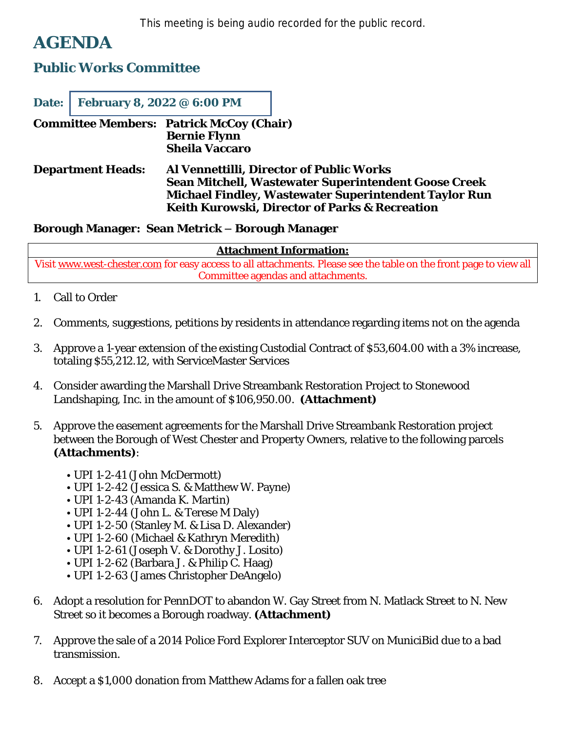This meeting is being audio recorded for the public record.

# AGENDA

## Public Works Committee

**Date:** **February 8, 2022 @ 6:00 PM**

**Committee Members:** **Patrick McCoy (Chair)**
**Bernie Flynn**
**Sheila Vaccaro**

**Department Heads:** **Al Vennettilli, Director of Public Works**
**Sean Mitchell, Wastewater Superintendent Goose Creek**
**Michael Findley, Wastewater Superintendent Taylor Run**
**Keith Kurowski, Director of Parks & Recreation**

**Borough Manager: Sean Metrick – Borough Manager**

| **Attachment Information:** |
|---|
| Visit www.west-chester.com for easy access to all attachments. Please see the table on the front page to view all Committee agendas and attachments. |

1. Call to Order

2. Comments, suggestions, petitions by residents in attendance regarding items not on the agenda

3. Approve a 1-year extension of the existing Custodial Contract of $53,604.00 with a 3% increase, totaling $55,212.12, with ServiceMaster Services

4. Consider awarding the Marshall Drive Streambank Restoration Project to Stonewood Landshaping, Inc. in the amount of $106,950.00. **(Attachment)**

5. Approve the easement agreements for the Marshall Drive Streambank Restoration project between the Borough of West Chester and Property Owners, relative to the following parcels **(Attachments)**:

   - UPI 1-2-41 (John McDermott)
   - UPI 1-2-42 (Jessica S. & Matthew W. Payne)
   - UPI 1-2-43 (Amanda K. Martin)
   - UPI 1-2-44 (John L. & Terese M Daly)
   - UPI 1-2-50 (Stanley M. & Lisa D. Alexander)
   - UPI 1-2-60 (Michael & Kathryn Meredith)
   - UPI 1-2-61 (Joseph V. & Dorothy J. Losito)
   - UPI 1-2-62 (Barbara J. & Philip C. Haag)
   - UPI 1-2-63 (James Christopher DeAngelo)

6. Adopt a resolution for PennDOT to abandon W. Gay Street from N. Matlack Street to N. New Street so it becomes a Borough roadway. **(Attachment)**

7. Approve the sale of a 2014 Police Ford Explorer Interceptor SUV on MuniciBid due to a bad transmission.

8. Accept a $1,000 donation from Matthew Adams for a fallen oak tree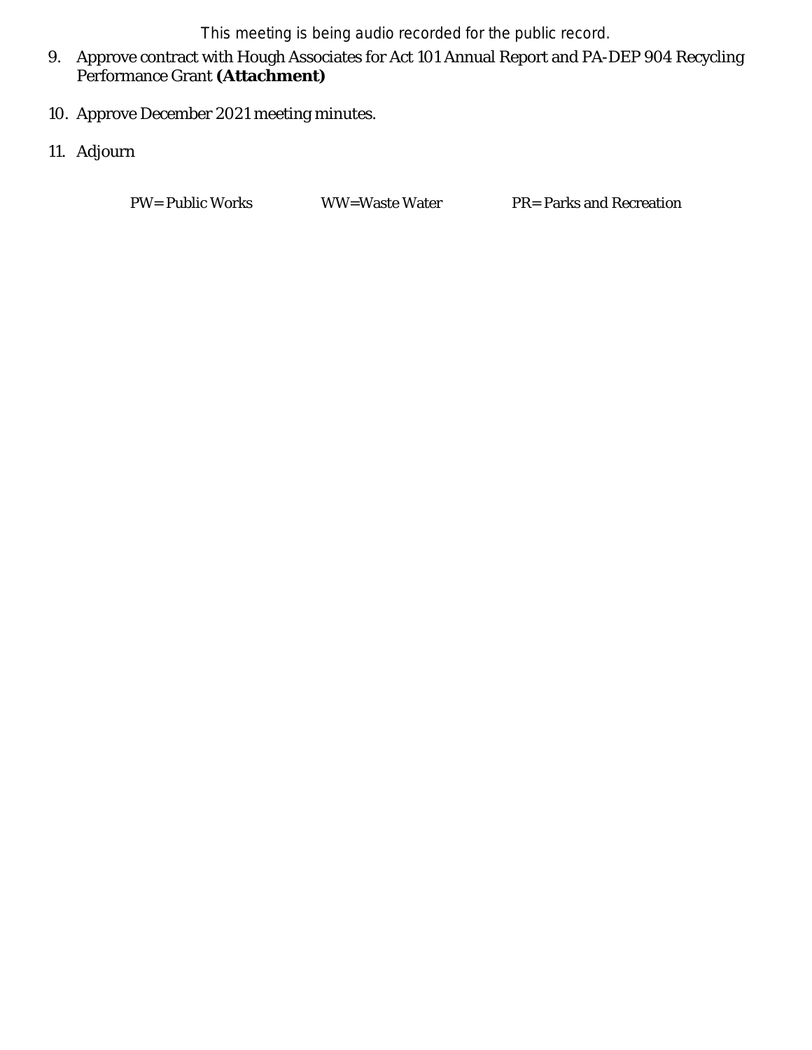This meeting is being audio recorded for the public record.

9. Approve contract with Hough Associates for Act 101 Annual Report and PA-DEP 904 Recycling Performance Grant **(Attachment)**

10. Approve December 2021 meeting minutes.

11. Adjourn

PW= Public Works    WW=Waste Water    PR= Parks and Recreation